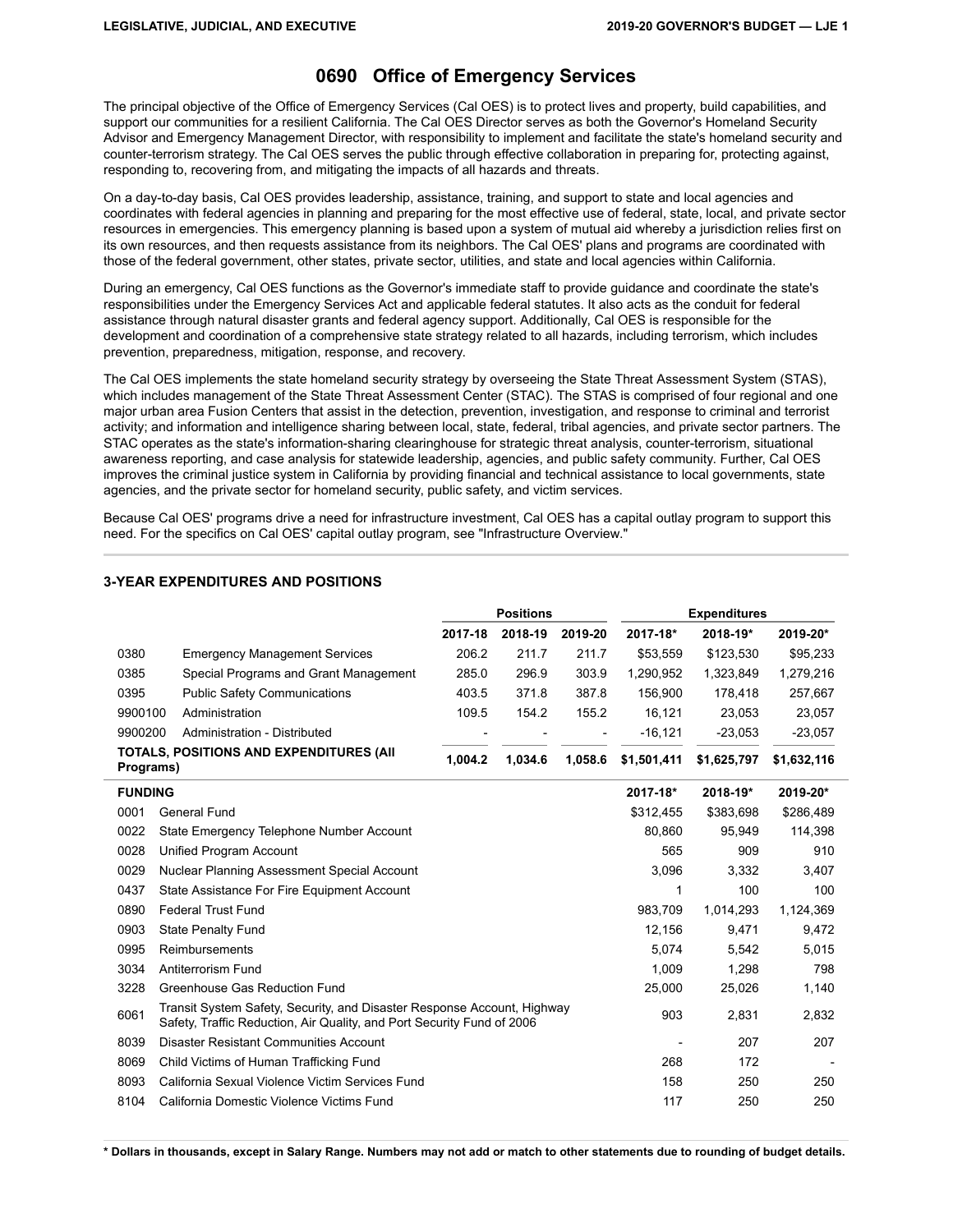# 0690 Office of Emergency Services

The principal objective of the Office of Emergency Services (Cal OES) is to protect lives and property, build capabilities, and support our communities for a resilient California. The Cal OES Director serves as both the Governor's Homeland Security Advisor and Emergency Management Director, with responsibility to implement and facilitate the state's homeland security and counter-terrorism strategy. The Cal OES serves the public through effective collaboration in preparing for, protecting against, responding to, recovering from, and mitigating the impacts of all hazards and threats.

On a day-to-day basis, Cal OES provides leadership, assistance, training, and support to state and local agencies and coordinates with federal agencies in planning and preparing for the most effective use of federal, state, local, and private sector resources in emergencies. This emergency planning is based upon a system of mutual aid whereby a jurisdiction relies first on its own resources, and then requests assistance from its neighbors. The Cal OES' plans and programs are coordinated with those of the federal government, other states, private sector, utilities, and state and local agencies within California.

During an emergency, Cal OES functions as the Governor's immediate staff to provide guidance and coordinate the state's responsibilities under the Emergency Services Act and applicable federal statutes. It also acts as the conduit for federal assistance through natural disaster grants and federal agency support. Additionally, Cal OES is responsible for the development and coordination of a comprehensive state strategy related to all hazards, including terrorism, which includes prevention, preparedness, mitigation, response, and recovery.

The Cal OES implements the state homeland security strategy by overseeing the State Threat Assessment System (STAS), which includes management of the State Threat Assessment Center (STAC). The STAS is comprised of four regional and one major urban area Fusion Centers that assist in the detection, prevention, investigation, and response to criminal and terrorist activity; and information and intelligence sharing between local, state, federal, tribal agencies, and private sector partners. The STAC operates as the state's information-sharing clearinghouse for strategic threat analysis, counter-terrorism, situational awareness reporting, and case analysis for statewide leadership, agencies, and public safety community. Further, Cal OES improves the criminal justice system in California by providing financial and technical assistance to local governments, state agencies, and the private sector for homeland security, public safety, and victim services.

Because Cal OES' programs drive a need for infrastructure investment, Cal OES has a capital outlay program to support this need. For the specifics on Cal OES' capital outlay program, see "Infrastructure Overview."

### 3-YEAR EXPENDITURES AND POSITIONS

| | | Positions | | | Expenditures | | |
|---|---|---|---|---|---|---|---|
| | | 2017-18 | 2018-19 | 2019-20 | 2017-18* | 2018-19* | 2019-20* |
| 0380 | Emergency Management Services | 206.2 | 211.7 | 211.7 | $53,559 | $123,530 | $95,233 |
| 0385 | Special Programs and Grant Management | 285.0 | 296.9 | 303.9 | 1,290,952 | 1,323,849 | 1,279,216 |
| 0395 | Public Safety Communications | 403.5 | 371.8 | 387.8 | 156,900 | 178,418 | 257,667 |
| 9900100 | Administration | 109.5 | 154.2 | 155.2 | 16,121 | 23,053 | 23,057 |
| 9900200 | Administration - Distributed | - | - | - | -16,121 | -23,053 | -23,057 |
| **TOTALS, POSITIONS AND EXPENDITURES (All Programs)** | | **1,004.2** | **1,034.6** | **1,058.6** | **$1,501,411** | **$1,625,797** | **$1,632,116** |

| **FUNDING** | | 2017-18* | 2018-19* | 2019-20* |
|---|---|---|---|---|
| 0001 | General Fund | $312,455 | $383,698 | $286,489 |
| 0022 | State Emergency Telephone Number Account | 80,860 | 95,949 | 114,398 |
| 0028 | Unified Program Account | 565 | 909 | 910 |
| 0029 | Nuclear Planning Assessment Special Account | 3,096 | 3,332 | 3,407 |
| 0437 | State Assistance For Fire Equipment Account | 1 | 100 | 100 |
| 0890 | Federal Trust Fund | 983,709 | 1,014,293 | 1,124,369 |
| 0903 | State Penalty Fund | 12,156 | 9,471 | 9,472 |
| 0995 | Reimbursements | 5,074 | 5,542 | 5,015 |
| 3034 | Antiterrorism Fund | 1,009 | 1,298 | 798 |
| 3228 | Greenhouse Gas Reduction Fund | 25,000 | 25,026 | 1,140 |
| 6061 | Transit System Safety, Security, and Disaster Response Account, Highway Safety, Traffic Reduction, Air Quality, and Port Security Fund of 2006 | 903 | 2,831 | 2,832 |
| 8039 | Disaster Resistant Communities Account | - | 207 | 207 |
| 8069 | Child Victims of Human Trafficking Fund | 268 | 172 | - |
| 8093 | California Sexual Violence Victim Services Fund | 158 | 250 | 250 |
| 8104 | California Domestic Violence Victims Fund | 117 | 250 | 250 |

**\* Dollars in thousands, except in Salary Range. Numbers may not add or match to other statements due to rounding of budget details.**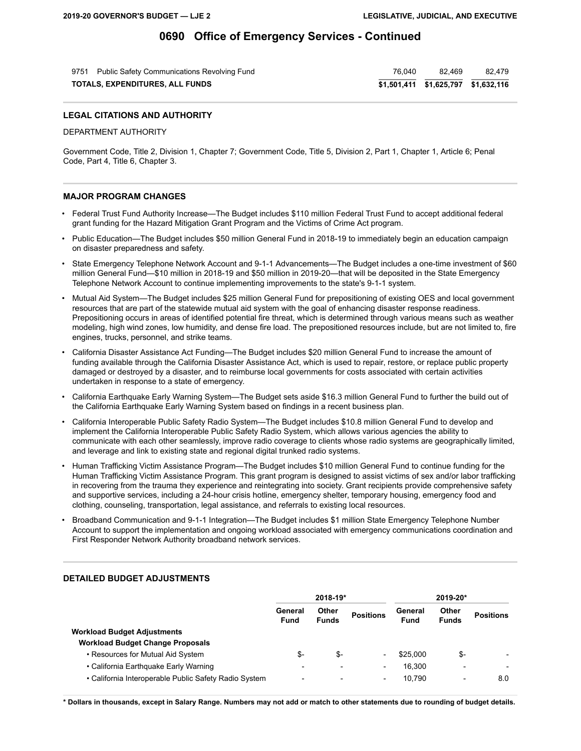# 0690 Office of Emergency Services - Continued

| | | | |
|---|---|---|---|
| 9751 Public Safety Communications Revolving Fund | 76,040 | 82,469 | 82,479 |
| **TOTALS, EXPENDITURES, ALL FUNDS** | **$1,501,411** | **$1,625,797** | **$1,632,116** |

## LEGAL CITATIONS AND AUTHORITY

DEPARTMENT AUTHORITY

Government Code, Title 2, Division 1, Chapter 7; Government Code, Title 5, Division 2, Part 1, Chapter 1, Article 6; Penal Code, Part 4, Title 6, Chapter 3.

## MAJOR PROGRAM CHANGES

- Federal Trust Fund Authority Increase—The Budget includes $110 million Federal Trust Fund to accept additional federal grant funding for the Hazard Mitigation Grant Program and the Victims of Crime Act program.
- Public Education—The Budget includes $50 million General Fund in 2018-19 to immediately begin an education campaign on disaster preparedness and safety.
- State Emergency Telephone Network Account and 9-1-1 Advancements—The Budget includes a one-time investment of $60 million General Fund—$10 million in 2018-19 and $50 million in 2019-20—that will be deposited in the State Emergency Telephone Network Account to continue implementing improvements to the state's 9-1-1 system.
- Mutual Aid System—The Budget includes $25 million General Fund for prepositioning of existing OES and local government resources that are part of the statewide mutual aid system with the goal of enhancing disaster response readiness. Prepositioning occurs in areas of identified potential fire threat, which is determined through various means such as weather modeling, high wind zones, low humidity, and dense fire load. The prepositioned resources include, but are not limited to, fire engines, trucks, personnel, and strike teams.
- California Disaster Assistance Act Funding—The Budget includes $20 million General Fund to increase the amount of funding available through the California Disaster Assistance Act, which is used to repair, restore, or replace public property damaged or destroyed by a disaster, and to reimburse local governments for costs associated with certain activities undertaken in response to a state of emergency.
- California Earthquake Early Warning System—The Budget sets aside $16.3 million General Fund to further the build out of the California Earthquake Early Warning System based on findings in a recent business plan.
- California Interoperable Public Safety Radio System—The Budget includes $10.8 million General Fund to develop and implement the California Interoperable Public Safety Radio System, which allows various agencies the ability to communicate with each other seamlessly, improve radio coverage to clients whose radio systems are geographically limited, and leverage and link to existing state and regional digital trunked radio systems.
- Human Trafficking Victim Assistance Program—The Budget includes $10 million General Fund to continue funding for the Human Trafficking Victim Assistance Program. This grant program is designed to assist victims of sex and/or labor trafficking in recovering from the trauma they experience and reintegrating into society. Grant recipients provide comprehensive safety and supportive services, including a 24-hour crisis hotline, emergency shelter, temporary housing, emergency food and clothing, counseling, transportation, legal assistance, and referrals to existing local resources.
- Broadband Communication and 9-1-1 Integration—The Budget includes $1 million State Emergency Telephone Number Account to support the implementation and ongoing workload associated with emergency communications coordination and First Responder Network Authority broadband network services.

## DETAILED BUDGET ADJUSTMENTS

| | 2018-19* | | | 2019-20* | | |
|---|---|---|---|---|---|---|
| | General Fund | Other Funds | Positions | General Fund | Other Funds | Positions |
| **Workload Budget Adjustments** | | | | | | |
| **Workload Budget Change Proposals** | | | | | | |
| • Resources for Mutual Aid System | $- | $- | - | $25,000 | $- | - |
| • California Earthquake Early Warning | - | - | - | 16,300 | - | - |
| • California Interoperable Public Safety Radio System | - | - | - | 10,790 | - | 8.0 |

**\* Dollars in thousands, except in Salary Range. Numbers may not add or match to other statements due to rounding of budget details.**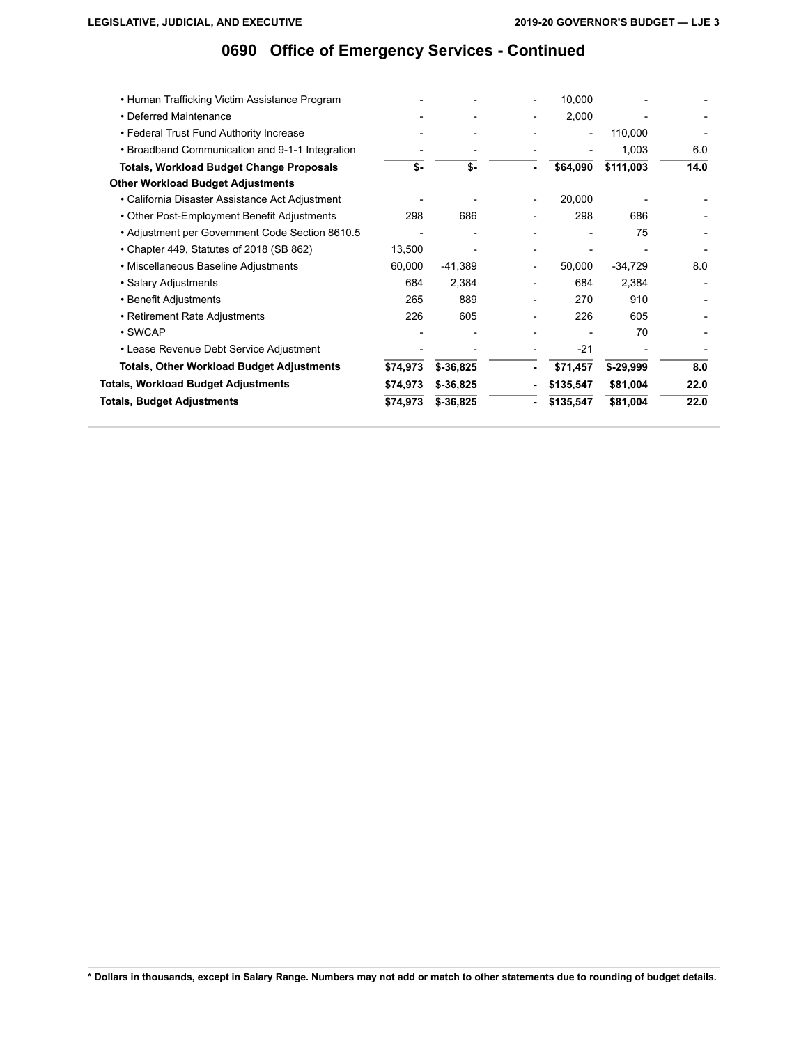# 0690 Office of Emergency Services - Continued

| | | | | | | |
|---|---|---|---|---|---|---|
| • Human Trafficking Victim Assistance Program | - | - | - | 10,000 | - | - |
| • Deferred Maintenance | - | - | - | 2,000 | - | - |
| • Federal Trust Fund Authority Increase | - | - | - | - | 110,000 | - |
| • Broadband Communication and 9-1-1 Integration | - | - | - | - | 1,003 | 6.0 |
| **Totals, Workload Budget Change Proposals** | **$-** | **$-** | **-** | **$64,090** | **$111,003** | **14.0** |
| **Other Workload Budget Adjustments** | | | | | | |
| • California Disaster Assistance Act Adjustment | - | - | - | 20,000 | - | - |
| • Other Post-Employment Benefit Adjustments | 298 | 686 | - | 298 | 686 | - |
| • Adjustment per Government Code Section 8610.5 | - | - | - | - | 75 | - |
| • Chapter 449, Statutes of 2018 (SB 862) | 13,500 | - | - | - | - | - |
| • Miscellaneous Baseline Adjustments | 60,000 | -41,389 | - | 50,000 | -34,729 | 8.0 |
| • Salary Adjustments | 684 | 2,384 | - | 684 | 2,384 | - |
| • Benefit Adjustments | 265 | 889 | - | 270 | 910 | - |
| • Retirement Rate Adjustments | 226 | 605 | - | 226 | 605 | - |
| • SWCAP | - | - | - | - | 70 | - |
| • Lease Revenue Debt Service Adjustment | - | - | - | -21 | - | - |
| **Totals, Other Workload Budget Adjustments** | **$74,973** | **$-36,825** | **-** | **$71,457** | **$-29,999** | **8.0** |
| **Totals, Workload Budget Adjustments** | **$74,973** | **$-36,825** | **-** | **$135,547** | **$81,004** | **22.0** |
| **Totals, Budget Adjustments** | **$74,973** | **$-36,825** | **-** | **$135,547** | **$81,004** | **22.0** |

**\* Dollars in thousands, except in Salary Range. Numbers may not add or match to other statements due to rounding of budget details.**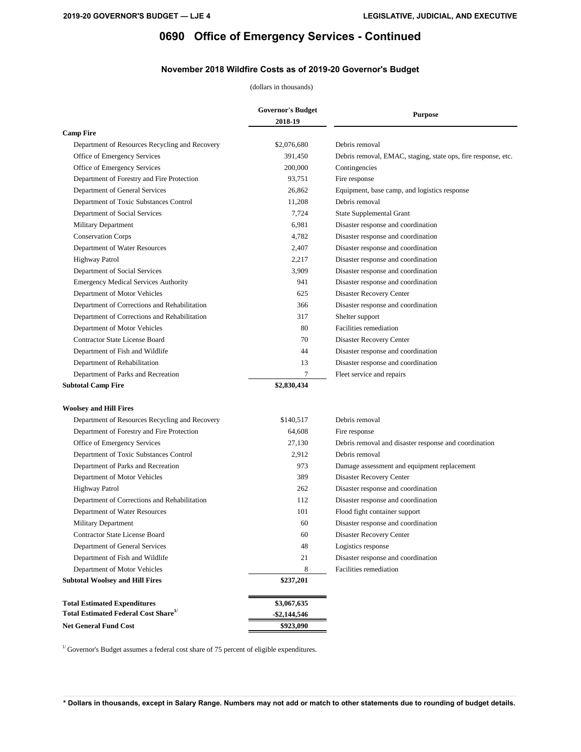# 0690 Office of Emergency Services - Continued

## November 2018 Wildfire Costs as of 2019-20 Governor's Budget

(dollars in thousands)

| | Governor's Budget 2018-19 | Purpose |
|---|---|---|
| **Camp Fire** | | |
| Department of Resources Recycling and Recovery | $2,076,680 | Debris removal |
| Office of Emergency Services | 391,450 | Debris removal, EMAC, staging, state ops, fire response, etc. |
| Office of Emergency Services | 200,000 | Contingencies |
| Department of Forestry and Fire Protection | 93,751 | Fire response |
| Department of General Services | 26,862 | Equipment, base camp, and logistics response |
| Department of Toxic Substances Control | 11,208 | Debris removal |
| Department of Social Services | 7,724 | State Supplemental Grant |
| Military Department | 6,981 | Disaster response and coordination |
| Conservation Corps | 4,782 | Disaster response and coordination |
| Department of Water Resources | 2,407 | Disaster response and coordination |
| Highway Patrol | 2,217 | Disaster response and coordination |
| Department of Social Services | 3,909 | Disaster response and coordination |
| Emergency Medical Services Authority | 941 | Disaster response and coordination |
| Department of Motor Vehicles | 625 | Disaster Recovery Center |
| Department of Corrections and Rehabilitation | 366 | Disaster response and coordination |
| Department of Corrections and Rehabilitation | 317 | Shelter support |
| Department of Motor Vehicles | 80 | Facilities remediation |
| Contractor State License Board | 70 | Disaster Recovery Center |
| Department of Fish and Wildlife | 44 | Disaster response and coordination |
| Department of Rehabilitation | 13 | Disaster response and coordination |
| Department of Parks and Recreation | 7 | Fleet service and repairs |
| **Subtotal Camp Fire** | **$2,830,434** | |
| | | |
| **Woolsey and Hill Fires** | | |
| Department of Resources Recycling and Recovery | $140,517 | Debris removal |
| Department of Forestry and Fire Protection | 64,608 | Fire response |
| Office of Emergency Services | 27,130 | Debris removal and disaster response and coordination |
| Department of Toxic Substances Control | 2,912 | Debris removal |
| Department of Parks and Recreation | 973 | Damage assessment and equipment replacement |
| Department of Motor Vehicles | 389 | Disaster Recovery Center |
| Highway Patrol | 262 | Disaster response and coordination |
| Department of Corrections and Rehabilitation | 112 | Disaster response and coordination |
| Department of Water Resources | 101 | Flood fight container support |
| Military Department | 60 | Disaster response and coordination |
| Contractor State License Board | 60 | Disaster Recovery Center |
| Department of General Services | 48 | Logistics response |
| Department of Fish and Wildlife | 21 | Disaster response and coordination |
| Department of Motor Vehicles | 8 | Facilities remediation |
| **Subtotal Woolsey and Hill Fires** | **$237,201** | |
| | | |
| **Total Estimated Expenditures** | **$3,067,635** | |
| **Total Estimated Federal Cost Share[1/]** | **-$2,144,546** | |
| **Net General Fund Cost** | **$923,090** | |

[1/] Governor's Budget assumes a federal cost share of 75 percent of eligible expenditures.

**\* Dollars in thousands, except in Salary Range. Numbers may not add or match to other statements due to rounding of budget details.**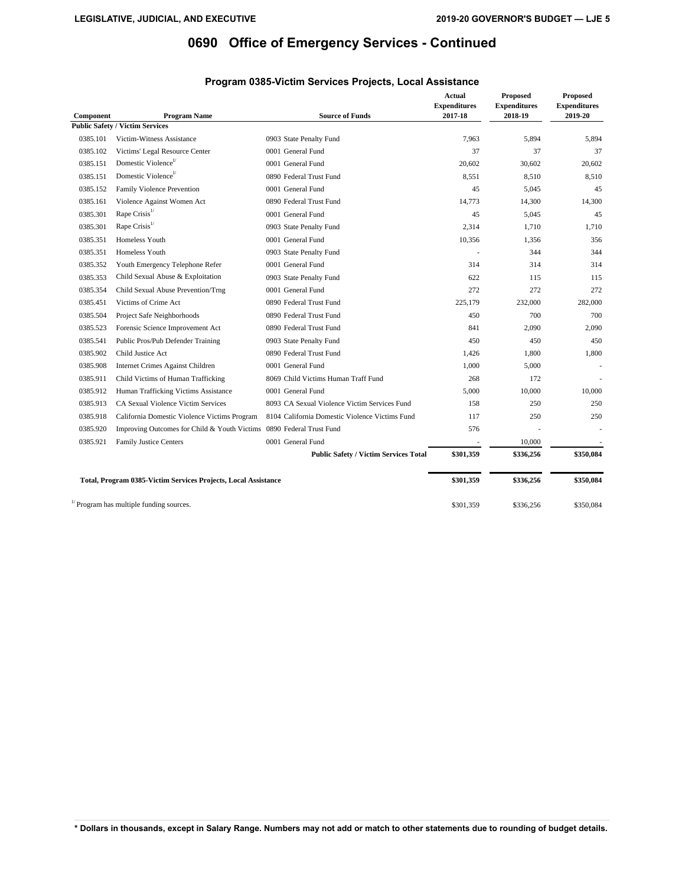# 0690 Office of Emergency Services - Continued

## Program 0385-Victim Services Projects, Local Assistance

| Component | Program Name | Source of Funds | Actual Expenditures 2017-18 | Proposed Expenditures 2018-19 | Proposed Expenditures 2019-20 |
|---|---|---|---|---|---|
| **Public Safety / Victim Services** | | | | | |
| 0385.101 | Victim-Witness Assistance | 0903 State Penalty Fund | 7,963 | 5,894 | 5,894 |
| 0385.102 | Victims' Legal Resource Center | 0001 General Fund | 37 | 37 | 37 |
| 0385.151 | Domestic Violence[1/] | 0001 General Fund | 20,602 | 30,602 | 20,602 |
| 0385.151 | Domestic Violence[1/] | 0890 Federal Trust Fund | 8,551 | 8,510 | 8,510 |
| 0385.152 | Family Violence Prevention | 0001 General Fund | 45 | 5,045 | 45 |
| 0385.161 | Violence Against Women Act | 0890 Federal Trust Fund | 14,773 | 14,300 | 14,300 |
| 0385.301 | Rape Crisis[1/] | 0001 General Fund | 45 | 5,045 | 45 |
| 0385.301 | Rape Crisis[1/] | 0903 State Penalty Fund | 2,314 | 1,710 | 1,710 |
| 0385.351 | Homeless Youth | 0001 General Fund | 10,356 | 1,356 | 356 |
| 0385.351 | Homeless Youth | 0903 State Penalty Fund | - | 344 | 344 |
| 0385.352 | Youth Emergency Telephone Refer | 0001 General Fund | 314 | 314 | 314 |
| 0385.353 | Child Sexual Abuse & Exploitation | 0903 State Penalty Fund | 622 | 115 | 115 |
| 0385.354 | Child Sexual Abuse Prevention/Trng | 0001 General Fund | 272 | 272 | 272 |
| 0385.451 | Victims of Crime Act | 0890 Federal Trust Fund | 225,179 | 232,000 | 282,000 |
| 0385.504 | Project Safe Neighborhoods | 0890 Federal Trust Fund | 450 | 700 | 700 |
| 0385.523 | Forensic Science Improvement Act | 0890 Federal Trust Fund | 841 | 2,090 | 2,090 |
| 0385.541 | Public Pros/Pub Defender Training | 0903 State Penalty Fund | 450 | 450 | 450 |
| 0385.902 | Child Justice Act | 0890 Federal Trust Fund | 1,426 | 1,800 | 1,800 |
| 0385.908 | Internet Crimes Against Children | 0001 General Fund | 1,000 | 5,000 | - |
| 0385.911 | Child Victims of Human Trafficking | 8069 Child Victims Human Traff Fund | 268 | 172 | - |
| 0385.912 | Human Trafficking Victims Assistance | 0001 General Fund | 5,000 | 10,000 | 10,000 |
| 0385.913 | CA Sexual Violence Victim Services | 8093 CA Sexual Violence Victim Services Fund | 158 | 250 | 250 |
| 0385.918 | California Domestic Violence Victims Program | 8104 California Domestic Violence Victims Fund | 117 | 250 | 250 |
| 0385.920 | Improving Outcomes for Child & Youth Victims | 0890 Federal Trust Fund | 576 | - | - |
| 0385.921 | Family Justice Centers | 0001 General Fund | - | 10,000 | - |
| | | **Public Safety / Victim Services Total** | **$301,359** | **$336,256** | **$350,084** |
| **Total, Program 0385-Victim Services Projects, Local Assistance** | | | **$301,359** | **$336,256** | **$350,084** |
| [1/] Program has multiple funding sources. | | | $301,359 | $336,256 | $350,084 |

**\* Dollars in thousands, except in Salary Range. Numbers may not add or match to other statements due to rounding of budget details.**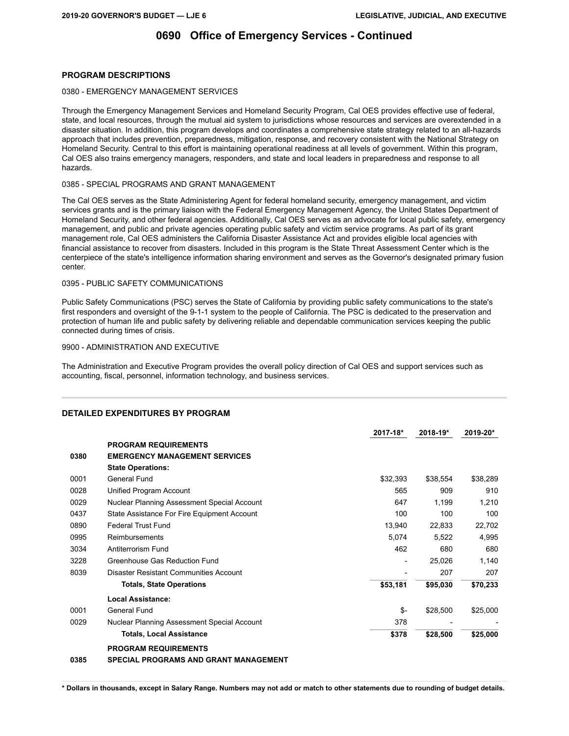# 0690 Office of Emergency Services - Continued

## PROGRAM DESCRIPTIONS

### 0380 - EMERGENCY MANAGEMENT SERVICES

Through the Emergency Management Services and Homeland Security Program, Cal OES provides effective use of federal, state, and local resources, through the mutual aid system to jurisdictions whose resources and services are overextended in a disaster situation. In addition, this program develops and coordinates a comprehensive state strategy related to an all-hazards approach that includes prevention, preparedness, mitigation, response, and recovery consistent with the National Strategy on Homeland Security. Central to this effort is maintaining operational readiness at all levels of government. Within this program, Cal OES also trains emergency managers, responders, and state and local leaders in preparedness and response to all hazards.

### 0385 - SPECIAL PROGRAMS AND GRANT MANAGEMENT

The Cal OES serves as the State Administering Agent for federal homeland security, emergency management, and victim services grants and is the primary liaison with the Federal Emergency Management Agency, the United States Department of Homeland Security, and other federal agencies. Additionally, Cal OES serves as an advocate for local public safety, emergency management, and public and private agencies operating public safety and victim service programs. As part of its grant management role, Cal OES administers the California Disaster Assistance Act and provides eligible local agencies with financial assistance to recover from disasters. Included in this program is the State Threat Assessment Center which is the centerpiece of the state's intelligence information sharing environment and serves as the Governor's designated primary fusion center.

### 0395 - PUBLIC SAFETY COMMUNICATIONS

Public Safety Communications (PSC) serves the State of California by providing public safety communications to the state's first responders and oversight of the 9-1-1 system to the people of California. The PSC is dedicated to the preservation and protection of human life and public safety by delivering reliable and dependable communication services keeping the public connected during times of crisis.

### 9900 - ADMINISTRATION AND EXECUTIVE

The Administration and Executive Program provides the overall policy direction of Cal OES and support services such as accounting, fiscal, personnel, information technology, and business services.

## DETAILED EXPENDITURES BY PROGRAM

| | | 2017-18* | 2018-19* | 2019-20* |
|---|---|---|---|---|
| | **PROGRAM REQUIREMENTS** | | | |
| **0380** | **EMERGENCY MANAGEMENT SERVICES** | | | |
| | **State Operations:** | | | |
| 0001 | General Fund | $32,393 | $38,554 | $38,289 |
| 0028 | Unified Program Account | 565 | 909 | 910 |
| 0029 | Nuclear Planning Assessment Special Account | 647 | 1,199 | 1,210 |
| 0437 | State Assistance For Fire Equipment Account | 100 | 100 | 100 |
| 0890 | Federal Trust Fund | 13,940 | 22,833 | 22,702 |
| 0995 | Reimbursements | 5,074 | 5,522 | 4,995 |
| 3034 | Antiterrorism Fund | 462 | 680 | 680 |
| 3228 | Greenhouse Gas Reduction Fund | - | 25,026 | 1,140 |
| 8039 | Disaster Resistant Communities Account | - | 207 | 207 |
| | **Totals, State Operations** | **$53,181** | **$95,030** | **$70,233** |
| | **Local Assistance:** | | | |
| 0001 | General Fund | $- | $28,500 | $25,000 |
| 0029 | Nuclear Planning Assessment Special Account | 378 | - | - |
| | **Totals, Local Assistance** | **$378** | **$28,500** | **$25,000** |
| | **PROGRAM REQUIREMENTS** | | | |
| **0385** | **SPECIAL PROGRAMS AND GRANT MANAGEMENT** | | | |

**\* Dollars in thousands, except in Salary Range. Numbers may not add or match to other statements due to rounding of budget details.**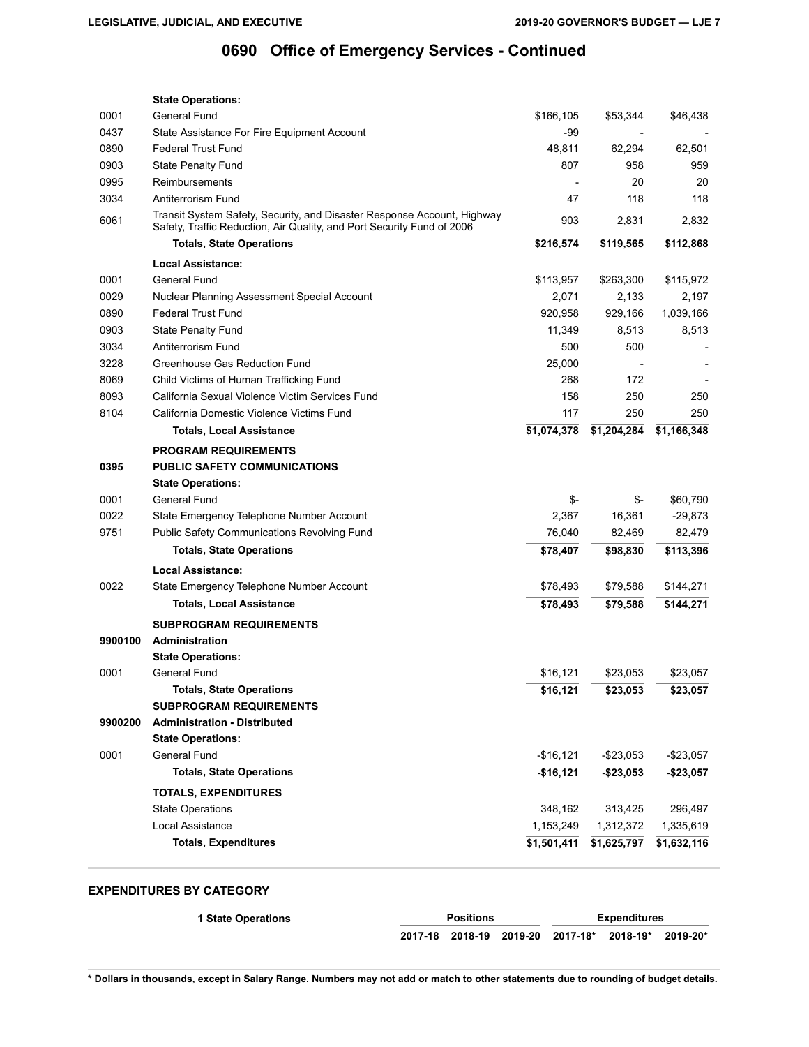# 0690 Office of Emergency Services - Continued

| | | | | |
|---|---|---|---|---|
| | **State Operations:** | | | |
| 0001 | General Fund | $166,105 | $53,344 | $46,438 |
| 0437 | State Assistance For Fire Equipment Account | -99 | - | - |
| 0890 | Federal Trust Fund | 48,811 | 62,294 | 62,501 |
| 0903 | State Penalty Fund | 807 | 958 | 959 |
| 0995 | Reimbursements | - | 20 | 20 |
| 3034 | Antiterrorism Fund | 47 | 118 | 118 |
| 6061 | Transit System Safety, Security, and Disaster Response Account, Highway Safety, Traffic Reduction, Air Quality, and Port Security Fund of 2006 | 903 | 2,831 | 2,832 |
| | **Totals, State Operations** | **$216,574** | **$119,565** | **$112,868** |
| | **Local Assistance:** | | | |
| 0001 | General Fund | $113,957 | $263,300 | $115,972 |
| 0029 | Nuclear Planning Assessment Special Account | 2,071 | 2,133 | 2,197 |
| 0890 | Federal Trust Fund | 920,958 | 929,166 | 1,039,166 |
| 0903 | State Penalty Fund | 11,349 | 8,513 | 8,513 |
| 3034 | Antiterrorism Fund | 500 | 500 | - |
| 3228 | Greenhouse Gas Reduction Fund | 25,000 | - | - |
| 8069 | Child Victims of Human Trafficking Fund | 268 | 172 | - |
| 8093 | California Sexual Violence Victim Services Fund | 158 | 250 | 250 |
| 8104 | California Domestic Violence Victims Fund | 117 | 250 | 250 |
| | **Totals, Local Assistance** | **$1,074,378** | **$1,204,284** | **$1,166,348** |
| | **PROGRAM REQUIREMENTS** | | | |
| **0395** | **PUBLIC SAFETY COMMUNICATIONS** | | | |
| | **State Operations:** | | | |
| 0001 | General Fund | $- | $- | $60,790 |
| 0022 | State Emergency Telephone Number Account | 2,367 | 16,361 | -29,873 |
| 9751 | Public Safety Communications Revolving Fund | 76,040 | 82,469 | 82,479 |
| | **Totals, State Operations** | **$78,407** | **$98,830** | **$113,396** |
| | **Local Assistance:** | | | |
| 0022 | State Emergency Telephone Number Account | $78,493 | $79,588 | $144,271 |
| | **Totals, Local Assistance** | **$78,493** | **$79,588** | **$144,271** |
| | **SUBPROGRAM REQUIREMENTS** | | | |
| **9900100** | **Administration** | | | |
| | **State Operations:** | | | |
| 0001 | General Fund | $16,121 | $23,053 | $23,057 |
| | **Totals, State Operations** | **$16,121** | **$23,053** | **$23,057** |
| | **SUBPROGRAM REQUIREMENTS** | | | |
| **9900200** | **Administration - Distributed** | | | |
| | **State Operations:** | | | |
| 0001 | General Fund | -$16,121 | -$23,053 | -$23,057 |
| | **Totals, State Operations** | **-$16,121** | **-$23,053** | **-$23,057** |
| | **TOTALS, EXPENDITURES** | | | |
| | State Operations | 348,162 | 313,425 | 296,497 |
| | Local Assistance | 1,153,249 | 1,312,372 | 1,335,619 |
| | **Totals, Expenditures** | **$1,501,411** | **$1,625,797** | **$1,632,116** |

## EXPENDITURES BY CATEGORY

| **1 State Operations** | Positions | | | Expenditures | | |
|---|---|---|---|---|---|---|
| | 2017-18 | 2018-19 | 2019-20 | 2017-18* | 2018-19* | 2019-20* |

**\* Dollars in thousands, except in Salary Range. Numbers may not add or match to other statements due to rounding of budget details.**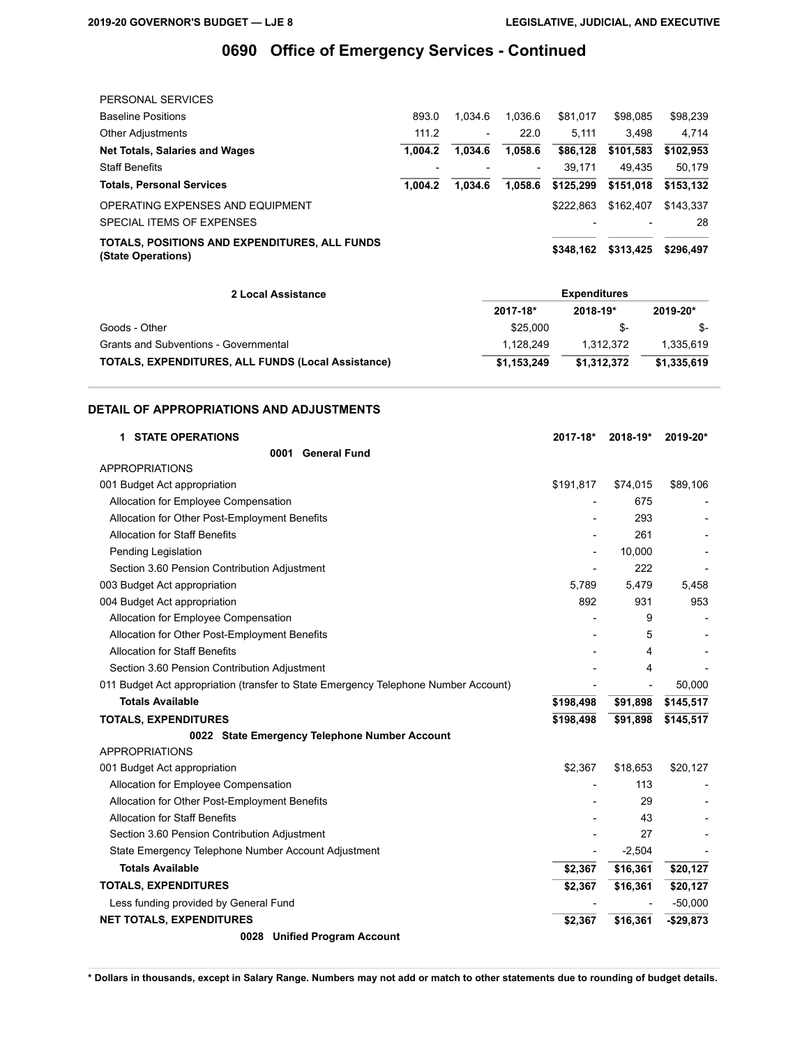# 0690 Office of Emergency Services - Continued

| | | | | | | |
|---|---|---|---|---|---|---|
| PERSONAL SERVICES | | | | | | |
| Baseline Positions | 893.0 | 1,034.6 | 1,036.6 | $81,017 | $98,085 | $98,239 |
| Other Adjustments | 111.2 | - | 22.0 | 5,111 | 3,498 | 4,714 |
| **Net Totals, Salaries and Wages** | **1,004.2** | **1,034.6** | **1,058.6** | **$86,128** | **$101,583** | **$102,953** |
| Staff Benefits | - | - | - | 39,171 | 49,435 | 50,179 |
| **Totals, Personal Services** | **1,004.2** | **1,034.6** | **1,058.6** | **$125,299** | **$151,018** | **$153,132** |
| OPERATING EXPENSES AND EQUIPMENT | | | | $222,863 | $162,407 | $143,337 |
| SPECIAL ITEMS OF EXPENSES | | | | - | - | 28 |
| **TOTALS, POSITIONS AND EXPENDITURES, ALL FUNDS (State Operations)** | | | | **$348,162** | **$313,425** | **$296,497** |

| 2 Local Assistance | Expenditures | | |
|---|---|---|---|
| | 2017-18* | 2018-19* | 2019-20* |
| Goods - Other | $25,000 | $- | $- |
| Grants and Subventions - Governmental | 1,128,249 | 1,312,372 | 1,335,619 |
| **TOTALS, EXPENDITURES, ALL FUNDS (Local Assistance)** | **$1,153,249** | **$1,312,372** | **$1,335,619** |

## DETAIL OF APPROPRIATIONS AND ADJUSTMENTS

| 1 STATE OPERATIONS | 2017-18* | 2018-19* | 2019-20* |
|---|---|---|---|
| **0001 General Fund** | | | |
| APPROPRIATIONS | | | |
| 001 Budget Act appropriation | $191,817 | $74,015 | $89,106 |
| Allocation for Employee Compensation | - | 675 | - |
| Allocation for Other Post-Employment Benefits | - | 293 | - |
| Allocation for Staff Benefits | - | 261 | - |
| Pending Legislation | - | 10,000 | - |
| Section 3.60 Pension Contribution Adjustment | - | 222 | - |
| 003 Budget Act appropriation | 5,789 | 5,479 | 5,458 |
| 004 Budget Act appropriation | 892 | 931 | 953 |
| Allocation for Employee Compensation | - | 9 | - |
| Allocation for Other Post-Employment Benefits | - | 5 | - |
| Allocation for Staff Benefits | - | 4 | - |
| Section 3.60 Pension Contribution Adjustment | - | 4 | - |
| 011 Budget Act appropriation (transfer to State Emergency Telephone Number Account) | - | - | 50,000 |
| **Totals Available** | **$198,498** | **$91,898** | **$145,517** |
| **TOTALS, EXPENDITURES** | **$198,498** | **$91,898** | **$145,517** |
| **0022 State Emergency Telephone Number Account** | | | |
| APPROPRIATIONS | | | |
| 001 Budget Act appropriation | $2,367 | $18,653 | $20,127 |
| Allocation for Employee Compensation | - | 113 | - |
| Allocation for Other Post-Employment Benefits | - | 29 | - |
| Allocation for Staff Benefits | - | 43 | - |
| Section 3.60 Pension Contribution Adjustment | - | 27 | - |
| State Emergency Telephone Number Account Adjustment | - | -2,504 | - |
| **Totals Available** | **$2,367** | **$16,361** | **$20,127** |
| **TOTALS, EXPENDITURES** | **$2,367** | **$16,361** | **$20,127** |
| Less funding provided by General Fund | - | - | -50,000 |
| **NET TOTALS, EXPENDITURES** | **$2,367** | **$16,361** | **-$29,873** |
| **0028 Unified Program Account** | | | |

**\* Dollars in thousands, except in Salary Range. Numbers may not add or match to other statements due to rounding of budget details.**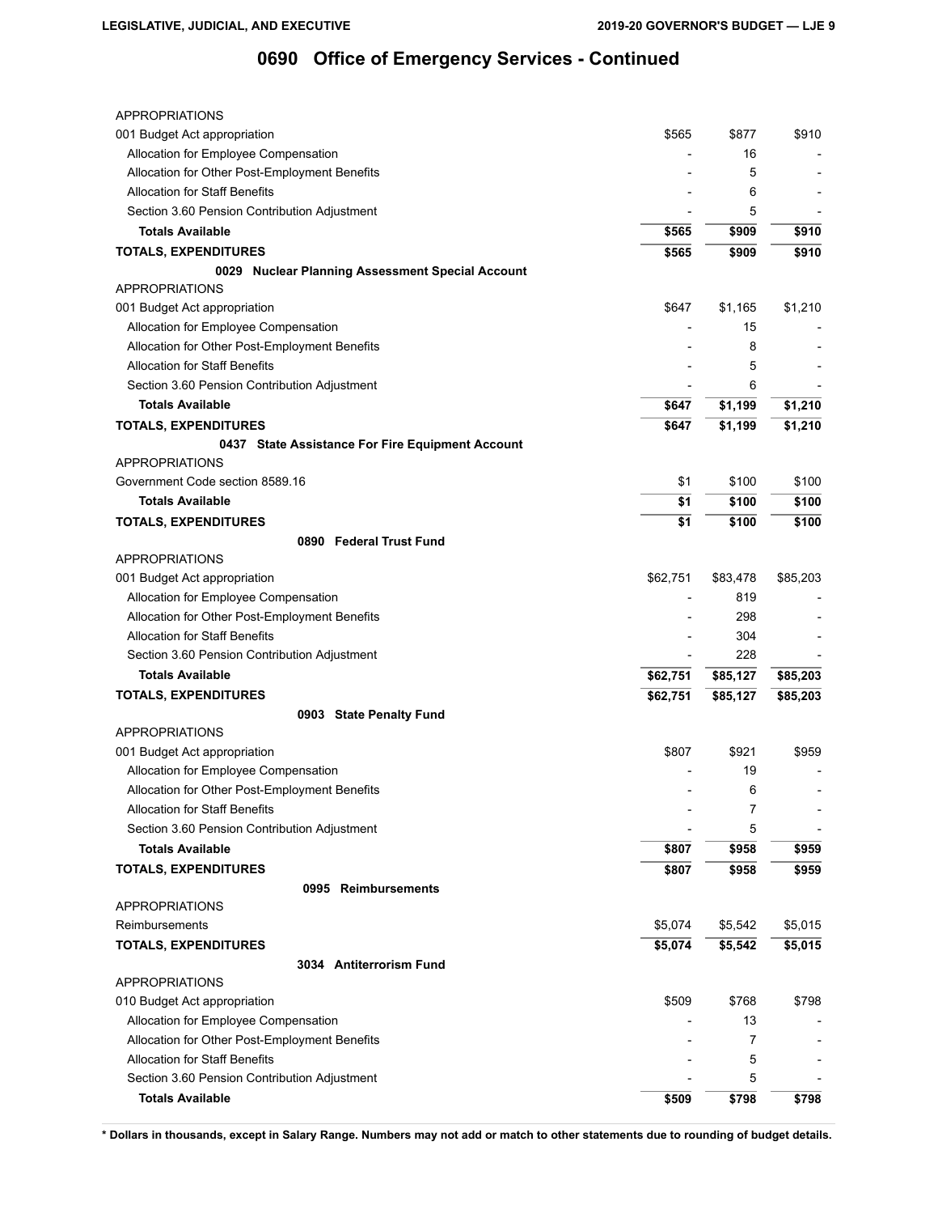# 0690 Office of Emergency Services - Continued

| | | | |
|---|---|---|---|
| APPROPRIATIONS | | | |
| 001 Budget Act appropriation | $565 | $877 | $910 |
| Allocation for Employee Compensation | - | 16 | - |
| Allocation for Other Post-Employment Benefits | - | 5 | - |
| Allocation for Staff Benefits | - | 6 | - |
| Section 3.60 Pension Contribution Adjustment | - | 5 | - |
| **Totals Available** | **$565** | **$909** | **$910** |
| **TOTALS, EXPENDITURES** | **$565** | **$909** | **$910** |
| **0029 Nuclear Planning Assessment Special Account** | | | |
| APPROPRIATIONS | | | |
| 001 Budget Act appropriation | $647 | $1,165 | $1,210 |
| Allocation for Employee Compensation | - | 15 | - |
| Allocation for Other Post-Employment Benefits | - | 8 | - |
| Allocation for Staff Benefits | - | 5 | - |
| Section 3.60 Pension Contribution Adjustment | - | 6 | - |
| **Totals Available** | **$647** | **$1,199** | **$1,210** |
| **TOTALS, EXPENDITURES** | **$647** | **$1,199** | **$1,210** |
| **0437 State Assistance For Fire Equipment Account** | | | |
| APPROPRIATIONS | | | |
| Government Code section 8589.16 | $1 | $100 | $100 |
| **Totals Available** | **$1** | **$100** | **$100** |
| **TOTALS, EXPENDITURES** | **$1** | **$100** | **$100** |
| **0890 Federal Trust Fund** | | | |
| APPROPRIATIONS | | | |
| 001 Budget Act appropriation | $62,751 | $83,478 | $85,203 |
| Allocation for Employee Compensation | - | 819 | - |
| Allocation for Other Post-Employment Benefits | - | 298 | - |
| Allocation for Staff Benefits | - | 304 | - |
| Section 3.60 Pension Contribution Adjustment | - | 228 | - |
| **Totals Available** | **$62,751** | **$85,127** | **$85,203** |
| **TOTALS, EXPENDITURES** | **$62,751** | **$85,127** | **$85,203** |
| **0903 State Penalty Fund** | | | |
| APPROPRIATIONS | | | |
| 001 Budget Act appropriation | $807 | $921 | $959 |
| Allocation for Employee Compensation | - | 19 | - |
| Allocation for Other Post-Employment Benefits | - | 6 | - |
| Allocation for Staff Benefits | - | 7 | - |
| Section 3.60 Pension Contribution Adjustment | - | 5 | - |
| **Totals Available** | **$807** | **$958** | **$959** |
| **TOTALS, EXPENDITURES** | **$807** | **$958** | **$959** |
| **0995 Reimbursements** | | | |
| APPROPRIATIONS | | | |
| Reimbursements | $5,074 | $5,542 | $5,015 |
| **TOTALS, EXPENDITURES** | **$5,074** | **$5,542** | **$5,015** |
| **3034 Antiterrorism Fund** | | | |
| APPROPRIATIONS | | | |
| 010 Budget Act appropriation | $509 | $768 | $798 |
| Allocation for Employee Compensation | - | 13 | - |
| Allocation for Other Post-Employment Benefits | - | 7 | - |
| Allocation for Staff Benefits | - | 5 | - |
| Section 3.60 Pension Contribution Adjustment | - | 5 | - |
| **Totals Available** | **$509** | **$798** | **$798** |

**\* Dollars in thousands, except in Salary Range. Numbers may not add or match to other statements due to rounding of budget details.**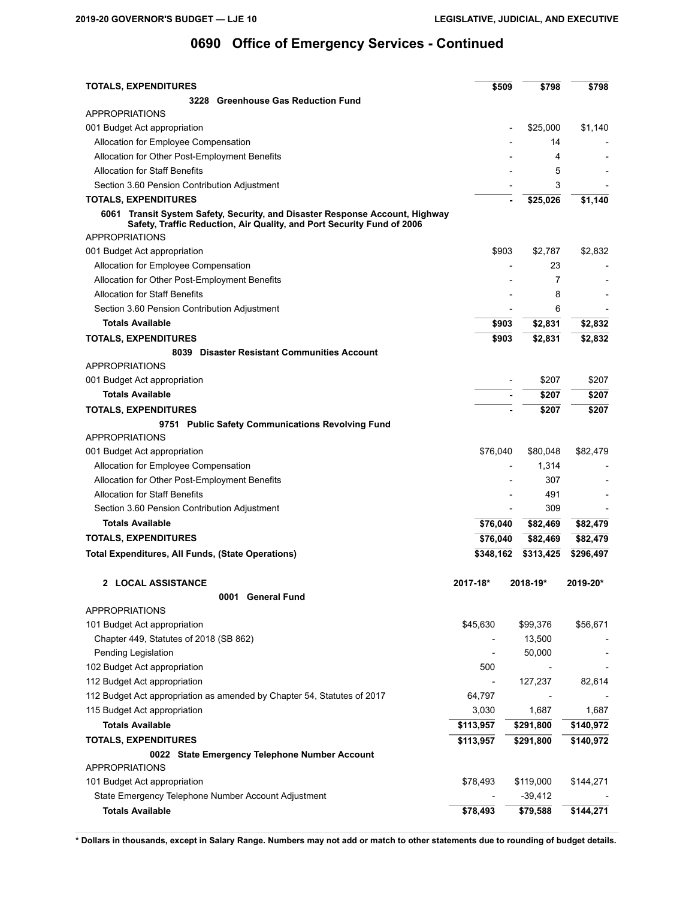# 0690 Office of Emergency Services - Continued

| | | | |
|---|---|---|---|
| **TOTALS, EXPENDITURES** | **$509** | **$798** | **$798** |
| **3228 Greenhouse Gas Reduction Fund** | | | |
| APPROPRIATIONS | | | |
| 001 Budget Act appropriation | - | $25,000 | $1,140 |
| Allocation for Employee Compensation | - | 14 | - |
| Allocation for Other Post-Employment Benefits | - | 4 | - |
| Allocation for Staff Benefits | - | 5 | - |
| Section 3.60 Pension Contribution Adjustment | - | 3 | - |
| **TOTALS, EXPENDITURES** | **-** | **$25,026** | **$1,140** |
| **6061 Transit System Safety, Security, and Disaster Response Account, Highway Safety, Traffic Reduction, Air Quality, and Port Security Fund of 2006** | | | |
| APPROPRIATIONS | | | |
| 001 Budget Act appropriation | $903 | $2,787 | $2,832 |
| Allocation for Employee Compensation | - | 23 | - |
| Allocation for Other Post-Employment Benefits | - | 7 | - |
| Allocation for Staff Benefits | - | 8 | - |
| Section 3.60 Pension Contribution Adjustment | - | 6 | - |
| **Totals Available** | **$903** | **$2,831** | **$2,832** |
| **TOTALS, EXPENDITURES** | **$903** | **$2,831** | **$2,832** |
| **8039 Disaster Resistant Communities Account** | | | |
| APPROPRIATIONS | | | |
| 001 Budget Act appropriation | - | $207 | $207 |
| **Totals Available** | **-** | **$207** | **$207** |
| **TOTALS, EXPENDITURES** | **-** | **$207** | **$207** |
| **9751 Public Safety Communications Revolving Fund** | | | |
| APPROPRIATIONS | | | |
| 001 Budget Act appropriation | $76,040 | $80,048 | $82,479 |
| Allocation for Employee Compensation | - | 1,314 | - |
| Allocation for Other Post-Employment Benefits | - | 307 | - |
| Allocation for Staff Benefits | - | 491 | - |
| Section 3.60 Pension Contribution Adjustment | - | 309 | - |
| **Totals Available** | **$76,040** | **$82,469** | **$82,479** |
| **TOTALS, EXPENDITURES** | **$76,040** | **$82,469** | **$82,479** |
| **Total Expenditures, All Funds, (State Operations)** | **$348,162** | **$313,425** | **$296,497** |

| **2 LOCAL ASSISTANCE** | **2017-18*** | **2018-19*** | **2019-20*** |
|---|---|---|---|
| **0001 General Fund** | | | |
| APPROPRIATIONS | | | |
| 101 Budget Act appropriation | $45,630 | $99,376 | $56,671 |
| Chapter 449, Statutes of 2018 (SB 862) | - | 13,500 | - |
| Pending Legislation | - | 50,000 | - |
| 102 Budget Act appropriation | 500 | - | - |
| 112 Budget Act appropriation | - | 127,237 | 82,614 |
| 112 Budget Act appropriation as amended by Chapter 54, Statutes of 2017 | 64,797 | - | - |
| 115 Budget Act appropriation | 3,030 | 1,687 | 1,687 |
| **Totals Available** | **$113,957** | **$291,800** | **$140,972** |
| **TOTALS, EXPENDITURES** | **$113,957** | **$291,800** | **$140,972** |
| **0022 State Emergency Telephone Number Account** | | | |
| APPROPRIATIONS | | | |
| 101 Budget Act appropriation | $78,493 | $119,000 | $144,271 |
| State Emergency Telephone Number Account Adjustment | - | -39,412 | - |
| **Totals Available** | **$78,493** | **$79,588** | **$144,271** |

**\* Dollars in thousands, except in Salary Range. Numbers may not add or match to other statements due to rounding of budget details.**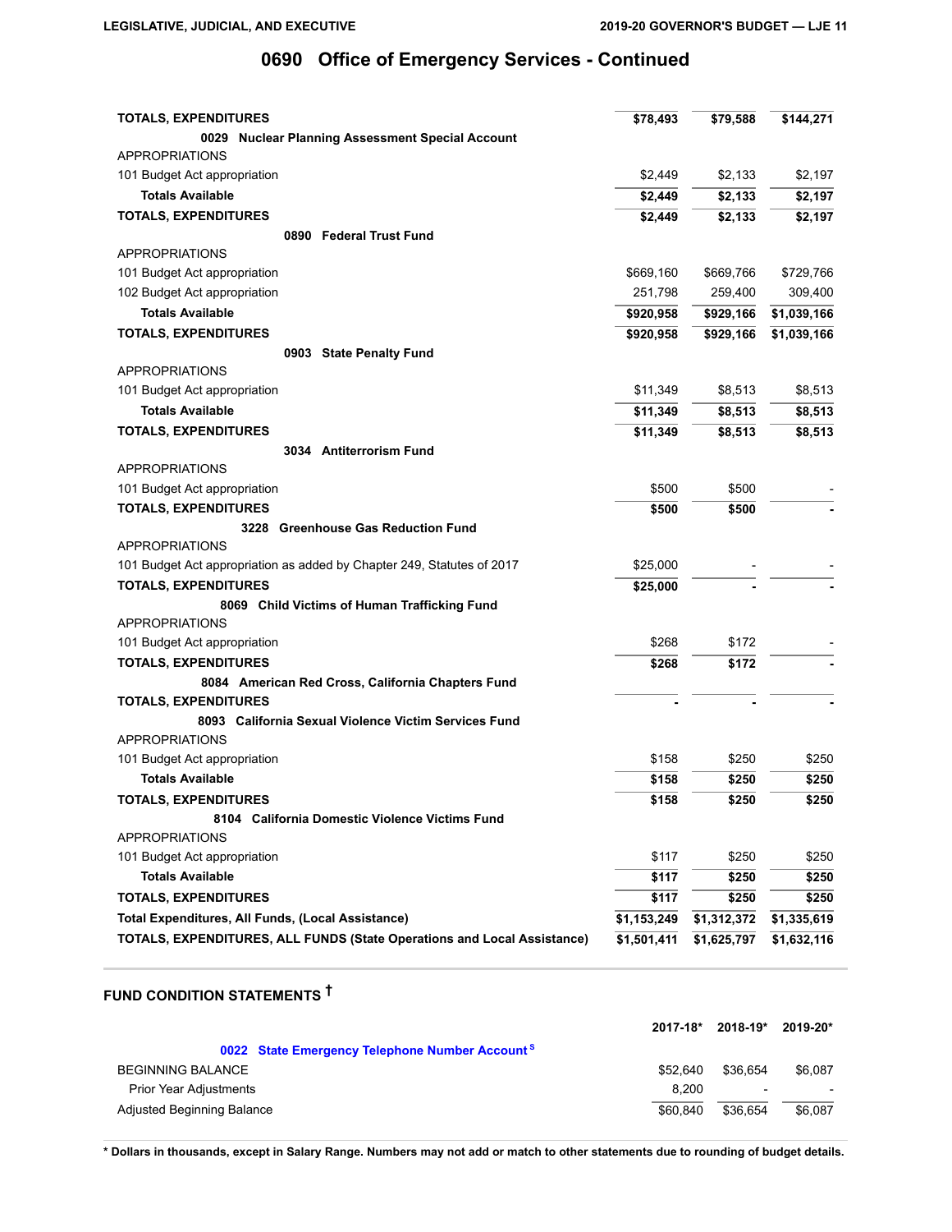## 0690 Office of Emergency Services - Continued

| | | | |
|---|---|---|---|
| **TOTALS, EXPENDITURES** | **$78,493** | **$79,588** | **$144,271** |
| **0029 Nuclear Planning Assessment Special Account** | | | |
| APPROPRIATIONS | | | |
| 101 Budget Act appropriation | $2,449 | $2,133 | $2,197 |
| **Totals Available** | **$2,449** | **$2,133** | **$2,197** |
| **TOTALS, EXPENDITURES** | **$2,449** | **$2,133** | **$2,197** |
| **0890 Federal Trust Fund** | | | |
| APPROPRIATIONS | | | |
| 101 Budget Act appropriation | $669,160 | $669,766 | $729,766 |
| 102 Budget Act appropriation | 251,798 | 259,400 | 309,400 |
| **Totals Available** | **$920,958** | **$929,166** | **$1,039,166** |
| **TOTALS, EXPENDITURES** | **$920,958** | **$929,166** | **$1,039,166** |
| **0903 State Penalty Fund** | | | |
| APPROPRIATIONS | | | |
| 101 Budget Act appropriation | $11,349 | $8,513 | $8,513 |
| **Totals Available** | **$11,349** | **$8,513** | **$8,513** |
| **TOTALS, EXPENDITURES** | **$11,349** | **$8,513** | **$8,513** |
| **3034 Antiterrorism Fund** | | | |
| APPROPRIATIONS | | | |
| 101 Budget Act appropriation | $500 | $500 | - |
| **TOTALS, EXPENDITURES** | **$500** | **$500** | **-** |
| **3228 Greenhouse Gas Reduction Fund** | | | |
| APPROPRIATIONS | | | |
| 101 Budget Act appropriation as added by Chapter 249, Statutes of 2017 | $25,000 | - | - |
| **TOTALS, EXPENDITURES** | **$25,000** | **-** | **-** |
| **8069 Child Victims of Human Trafficking Fund** | | | |
| APPROPRIATIONS | | | |
| 101 Budget Act appropriation | $268 | $172 | - |
| **TOTALS, EXPENDITURES** | **$268** | **$172** | **-** |
| **8084 American Red Cross, California Chapters Fund** | | | |
| **TOTALS, EXPENDITURES** | **-** | **-** | **-** |
| **8093 California Sexual Violence Victim Services Fund** | | | |
| APPROPRIATIONS | | | |
| 101 Budget Act appropriation | $158 | $250 | $250 |
| **Totals Available** | **$158** | **$250** | **$250** |
| **TOTALS, EXPENDITURES** | **$158** | **$250** | **$250** |
| **8104 California Domestic Violence Victims Fund** | | | |
| APPROPRIATIONS | | | |
| 101 Budget Act appropriation | $117 | $250 | $250 |
| **Totals Available** | **$117** | **$250** | **$250** |
| **TOTALS, EXPENDITURES** | **$117** | **$250** | **$250** |
| **Total Expenditures, All Funds, (Local Assistance)** | **$1,153,249** | **$1,312,372** | **$1,335,619** |
| **TOTALS, EXPENDITURES, ALL FUNDS (State Operations and Local Assistance)** | **$1,501,411** | **$1,625,797** | **$1,632,116** |

### FUND CONDITION STATEMENTS †

| | 2017-18* | 2018-19* | 2019-20* |
|---|---|---|---|
| **0022 State Emergency Telephone Number Account** [S] | | | |
| BEGINNING BALANCE | $52,640 | $36,654 | $6,087 |
| Prior Year Adjustments | 8,200 | - | - |
| Adjusted Beginning Balance | $60,840 | $36,654 | $6,087 |

**\* Dollars in thousands, except in Salary Range. Numbers may not add or match to other statements due to rounding of budget details.**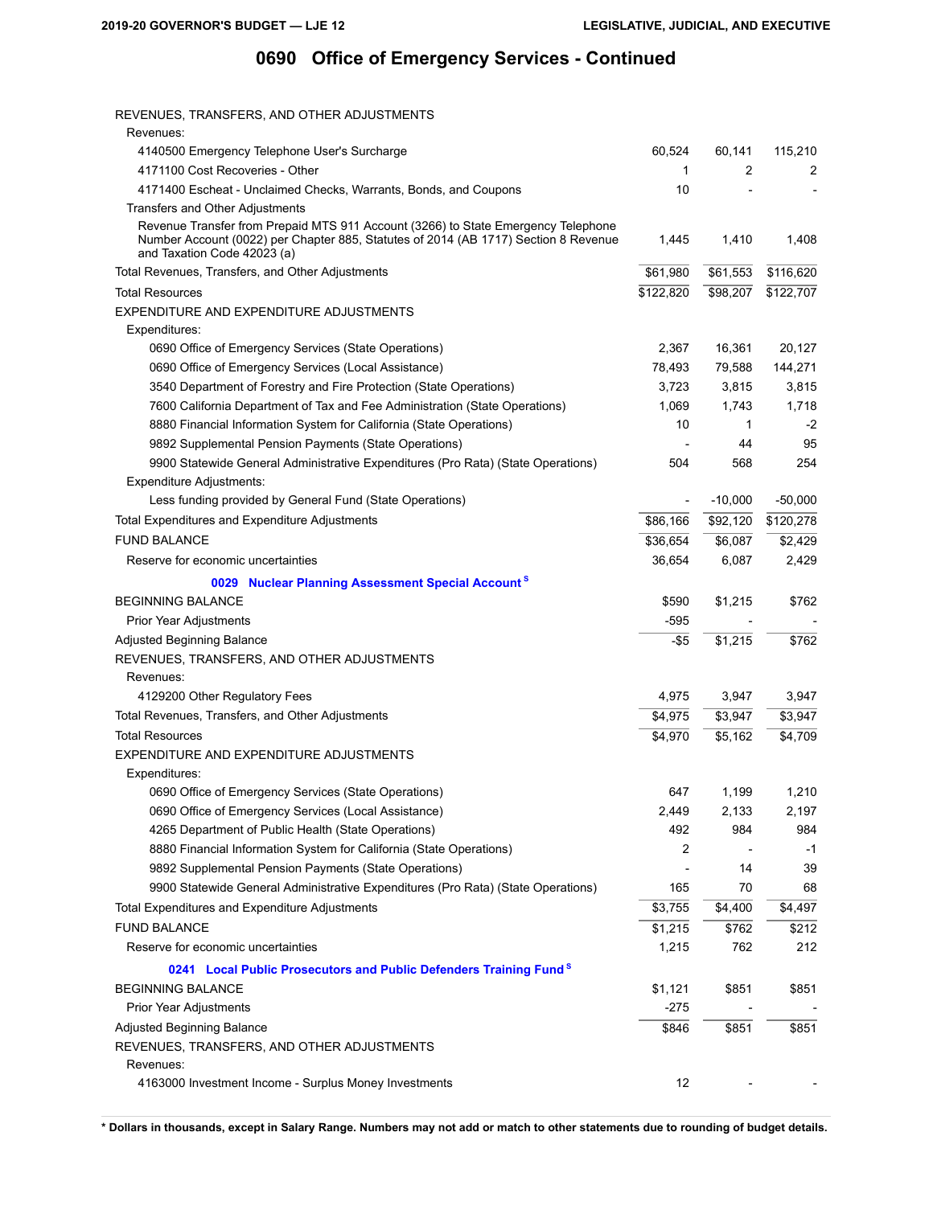## 0690 Office of Emergency Services - Continued

| | | | |
|---|---|---|---|
| REVENUES, TRANSFERS, AND OTHER ADJUSTMENTS | | | |
| Revenues: | | | |
| 4140500 Emergency Telephone User's Surcharge | 60,524 | 60,141 | 115,210 |
| 4171100 Cost Recoveries - Other | 1 | 2 | 2 |
| 4171400 Escheat - Unclaimed Checks, Warrants, Bonds, and Coupons | 10 | - | - |
| Transfers and Other Adjustments | | | |
| Revenue Transfer from Prepaid MTS 911 Account (3266) to State Emergency Telephone Number Account (0022) per Chapter 885, Statutes of 2014 (AB 1717) Section 8 Revenue and Taxation Code 42023 (a) | 1,445 | 1,410 | 1,408 |
| Total Revenues, Transfers, and Other Adjustments | $61,980 | $61,553 | $116,620 |
| Total Resources | $122,820 | $98,207 | $122,707 |
| EXPENDITURE AND EXPENDITURE ADJUSTMENTS | | | |
| Expenditures: | | | |
| 0690 Office of Emergency Services (State Operations) | 2,367 | 16,361 | 20,127 |
| 0690 Office of Emergency Services (Local Assistance) | 78,493 | 79,588 | 144,271 |
| 3540 Department of Forestry and Fire Protection (State Operations) | 3,723 | 3,815 | 3,815 |
| 7600 California Department of Tax and Fee Administration (State Operations) | 1,069 | 1,743 | 1,718 |
| 8880 Financial Information System for California (State Operations) | 10 | 1 | -2 |
| 9892 Supplemental Pension Payments (State Operations) | - | 44 | 95 |
| 9900 Statewide General Administrative Expenditures (Pro Rata) (State Operations) | 504 | 568 | 254 |
| Expenditure Adjustments: | | | |
| Less funding provided by General Fund (State Operations) | - | -10,000 | -50,000 |
| Total Expenditures and Expenditure Adjustments | $86,166 | $92,120 | $120,278 |
| FUND BALANCE | $36,654 | $6,087 | $2,429 |
| Reserve for economic uncertainties | 36,654 | 6,087 | 2,429 |

### 0029 Nuclear Planning Assessment Special Account S

| | | | |
|---|---|---|---|
| BEGINNING BALANCE | $590 | $1,215 | $762 |
| Prior Year Adjustments | -595 | - | - |
| Adjusted Beginning Balance | -$5 | $1,215 | $762 |
| REVENUES, TRANSFERS, AND OTHER ADJUSTMENTS | | | |
| Revenues: | | | |
| 4129200 Other Regulatory Fees | 4,975 | 3,947 | 3,947 |
| Total Revenues, Transfers, and Other Adjustments | $4,975 | $3,947 | $3,947 |
| Total Resources | $4,970 | $5,162 | $4,709 |
| EXPENDITURE AND EXPENDITURE ADJUSTMENTS | | | |
| Expenditures: | | | |
| 0690 Office of Emergency Services (State Operations) | 647 | 1,199 | 1,210 |
| 0690 Office of Emergency Services (Local Assistance) | 2,449 | 2,133 | 2,197 |
| 4265 Department of Public Health (State Operations) | 492 | 984 | 984 |
| 8880 Financial Information System for California (State Operations) | 2 | - | -1 |
| 9892 Supplemental Pension Payments (State Operations) | - | 14 | 39 |
| 9900 Statewide General Administrative Expenditures (Pro Rata) (State Operations) | 165 | 70 | 68 |
| Total Expenditures and Expenditure Adjustments | $3,755 | $4,400 | $4,497 |
| FUND BALANCE | $1,215 | $762 | $212 |
| Reserve for economic uncertainties | 1,215 | 762 | 212 |

### 0241 Local Public Prosecutors and Public Defenders Training Fund S

| | | | |
|---|---|---|---|
| BEGINNING BALANCE | $1,121 | $851 | $851 |
| Prior Year Adjustments | -275 | - | - |
| Adjusted Beginning Balance | $846 | $851 | $851 |
| REVENUES, TRANSFERS, AND OTHER ADJUSTMENTS | | | |
| Revenues: | | | |
| 4163000 Investment Income - Surplus Money Investments | 12 | - | - |

\* Dollars in thousands, except in Salary Range. Numbers may not add or match to other statements due to rounding of budget details.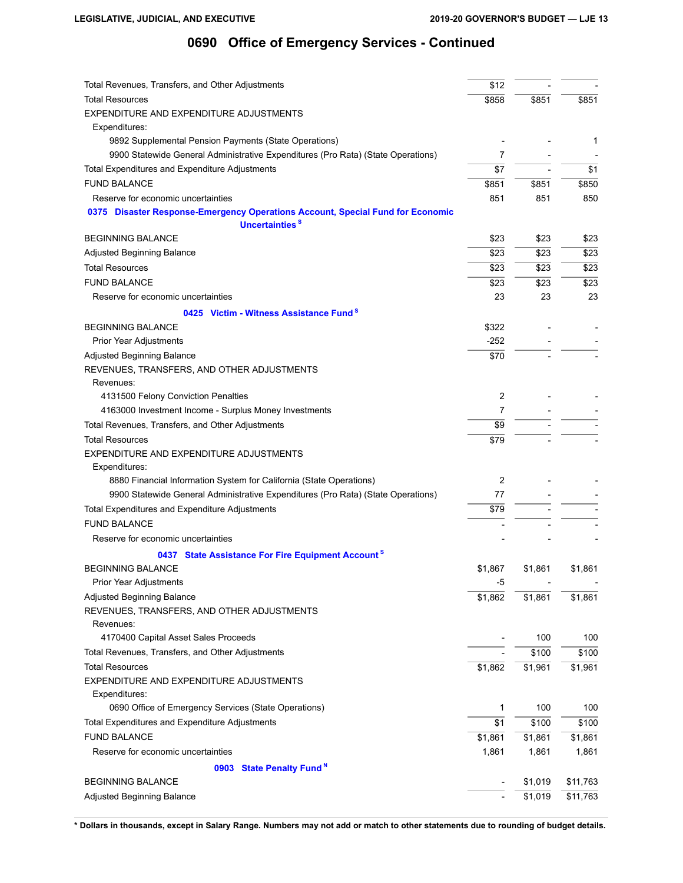## 0690 Office of Emergency Services - Continued

| | | | |
|---|---|---|---|
| Total Revenues, Transfers, and Other Adjustments | $12 | - | - |
| Total Resources | $858 | $851 | $851 |
| EXPENDITURE AND EXPENDITURE ADJUSTMENTS | | | |
| Expenditures: | | | |
| 9892 Supplemental Pension Payments (State Operations) | - | - | 1 |
| 9900 Statewide General Administrative Expenditures (Pro Rata) (State Operations) | 7 | - | - |
| Total Expenditures and Expenditure Adjustments | $7 | - | $1 |
| FUND BALANCE | $851 | $851 | $850 |
| Reserve for economic uncertainties | 851 | 851 | 850 |

### 0375 Disaster Response-Emergency Operations Account, Special Fund for Economic Uncertainties [S]

| | | | |
|---|---|---|---|
| BEGINNING BALANCE | $23 | $23 | $23 |
| Adjusted Beginning Balance | $23 | $23 | $23 |
| Total Resources | $23 | $23 | $23 |
| FUND BALANCE | $23 | $23 | $23 |
| Reserve for economic uncertainties | 23 | 23 | 23 |

### 0425 Victim - Witness Assistance Fund [S]

| | | | |
|---|---|---|---|
| BEGINNING BALANCE | $322 | - | - |
| Prior Year Adjustments | -252 | - | - |
| Adjusted Beginning Balance | $70 | - | - |
| REVENUES, TRANSFERS, AND OTHER ADJUSTMENTS | | | |
| Revenues: | | | |
| 4131500 Felony Conviction Penalties | 2 | - | - |
| 4163000 Investment Income - Surplus Money Investments | 7 | - | - |
| Total Revenues, Transfers, and Other Adjustments | $9 | - | - |
| Total Resources | $79 | - | - |
| EXPENDITURE AND EXPENDITURE ADJUSTMENTS | | | |
| Expenditures: | | | |
| 8880 Financial Information System for California (State Operations) | 2 | - | - |
| 9900 Statewide General Administrative Expenditures (Pro Rata) (State Operations) | 77 | - | - |
| Total Expenditures and Expenditure Adjustments | $79 | - | - |
| FUND BALANCE | - | - | - |
| Reserve for economic uncertainties | - | - | - |

### 0437 State Assistance For Fire Equipment Account [S]

| | | | |
|---|---|---|---|
| BEGINNING BALANCE | $1,867 | $1,861 | $1,861 |
| Prior Year Adjustments | -5 | - | - |
| Adjusted Beginning Balance | $1,862 | $1,861 | $1,861 |
| REVENUES, TRANSFERS, AND OTHER ADJUSTMENTS | | | |
| Revenues: | | | |
| 4170400 Capital Asset Sales Proceeds | - | 100 | 100 |
| Total Revenues, Transfers, and Other Adjustments | - | $100 | $100 |
| Total Resources | $1,862 | $1,961 | $1,961 |
| EXPENDITURE AND EXPENDITURE ADJUSTMENTS | | | |
| Expenditures: | | | |
| 0690 Office of Emergency Services (State Operations) | 1 | 100 | 100 |
| Total Expenditures and Expenditure Adjustments | $1 | $100 | $100 |
| FUND BALANCE | $1,861 | $1,861 | $1,861 |
| Reserve for economic uncertainties | 1,861 | 1,861 | 1,861 |

### 0903 State Penalty Fund [N]

| | | | |
|---|---|---|---|
| BEGINNING BALANCE | - | $1,019 | $11,763 |
| Adjusted Beginning Balance | - | $1,019 | $11,763 |

**\* Dollars in thousands, except in Salary Range. Numbers may not add or match to other statements due to rounding of budget details.**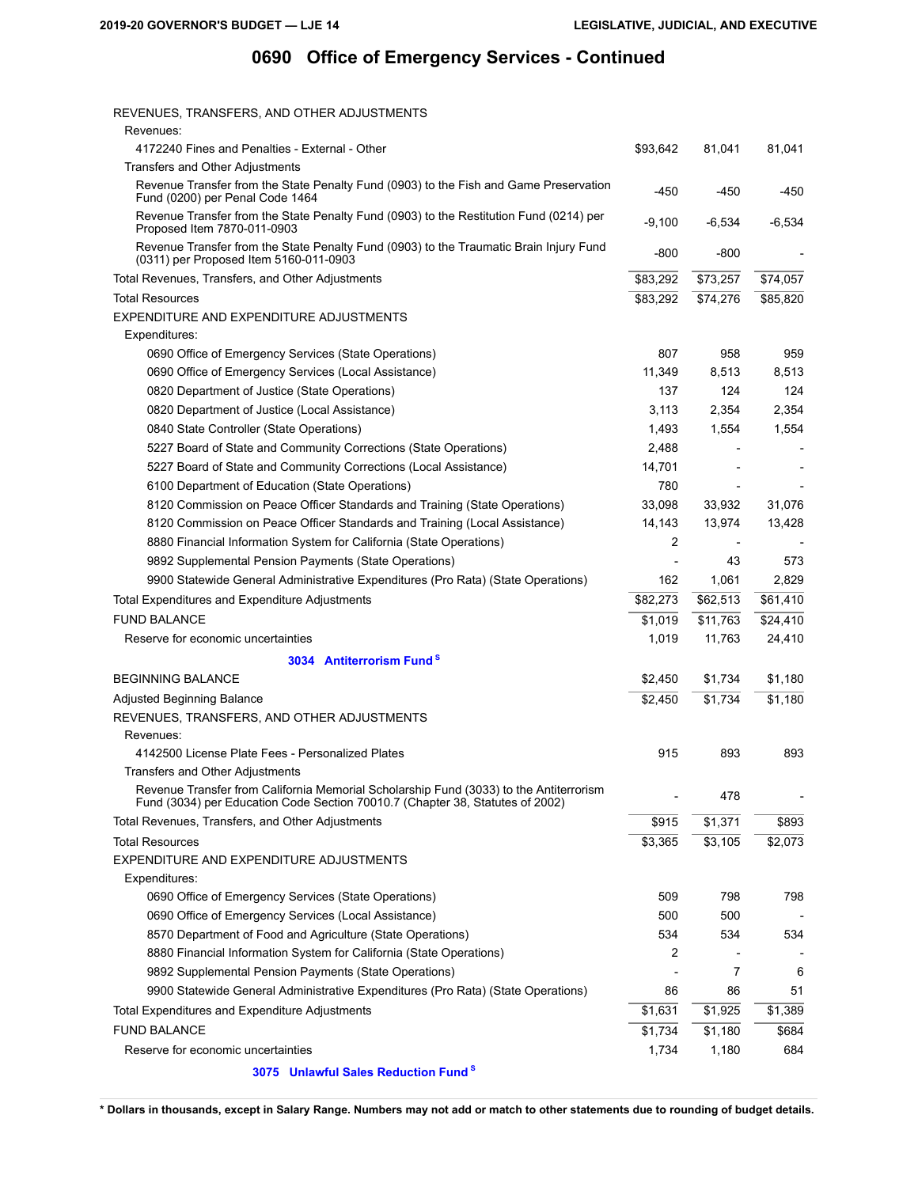# 0690 Office of Emergency Services - Continued

| | | | |
|---|---|---|---|
| REVENUES, TRANSFERS, AND OTHER ADJUSTMENTS | | | |
| Revenues: | | | |
| 4172240 Fines and Penalties - External - Other | $93,642 | 81,041 | 81,041 |
| Transfers and Other Adjustments | | | |
| Revenue Transfer from the State Penalty Fund (0903) to the Fish and Game Preservation Fund (0200) per Penal Code 1464 | -450 | -450 | -450 |
| Revenue Transfer from the State Penalty Fund (0903) to the Restitution Fund (0214) per Proposed Item 7870-011-0903 | -9,100 | -6,534 | -6,534 |
| Revenue Transfer from the State Penalty Fund (0903) to the Traumatic Brain Injury Fund (0311) per Proposed Item 5160-011-0903 | -800 | -800 | - |
| Total Revenues, Transfers, and Other Adjustments | $83,292 | $73,257 | $74,057 |
| Total Resources | $83,292 | $74,276 | $85,820 |
| EXPENDITURE AND EXPENDITURE ADJUSTMENTS | | | |
| Expenditures: | | | |
| 0690 Office of Emergency Services (State Operations) | 807 | 958 | 959 |
| 0690 Office of Emergency Services (Local Assistance) | 11,349 | 8,513 | 8,513 |
| 0820 Department of Justice (State Operations) | 137 | 124 | 124 |
| 0820 Department of Justice (Local Assistance) | 3,113 | 2,354 | 2,354 |
| 0840 State Controller (State Operations) | 1,493 | 1,554 | 1,554 |
| 5227 Board of State and Community Corrections (State Operations) | 2,488 | - | - |
| 5227 Board of State and Community Corrections (Local Assistance) | 14,701 | - | - |
| 6100 Department of Education (State Operations) | 780 | - | - |
| 8120 Commission on Peace Officer Standards and Training (State Operations) | 33,098 | 33,932 | 31,076 |
| 8120 Commission on Peace Officer Standards and Training (Local Assistance) | 14,143 | 13,974 | 13,428 |
| 8880 Financial Information System for California (State Operations) | 2 | - | - |
| 9892 Supplemental Pension Payments (State Operations) | - | 43 | 573 |
| 9900 Statewide General Administrative Expenditures (Pro Rata) (State Operations) | 162 | 1,061 | 2,829 |
| Total Expenditures and Expenditure Adjustments | $82,273 | $62,513 | $61,410 |
| FUND BALANCE | $1,019 | $11,763 | $24,410 |
| Reserve for economic uncertainties | 1,019 | 11,763 | 24,410 |

### 3034 Antiterrorism Fund [S]

| | | | |
|---|---|---|---|
| BEGINNING BALANCE | $2,450 | $1,734 | $1,180 |
| Adjusted Beginning Balance | $2,450 | $1,734 | $1,180 |
| REVENUES, TRANSFERS, AND OTHER ADJUSTMENTS | | | |
| Revenues: | | | |
| 4142500 License Plate Fees - Personalized Plates | 915 | 893 | 893 |
| Transfers and Other Adjustments | | | |
| Revenue Transfer from California Memorial Scholarship Fund (3033) to the Antiterrorism Fund (3034) per Education Code Section 70010.7 (Chapter 38, Statutes of 2002) | - | 478 | - |
| Total Revenues, Transfers, and Other Adjustments | $915 | $1,371 | $893 |
| Total Resources | $3,365 | $3,105 | $2,073 |
| EXPENDITURE AND EXPENDITURE ADJUSTMENTS | | | |
| Expenditures: | | | |
| 0690 Office of Emergency Services (State Operations) | 509 | 798 | 798 |
| 0690 Office of Emergency Services (Local Assistance) | 500 | 500 | - |
| 8570 Department of Food and Agriculture (State Operations) | 534 | 534 | 534 |
| 8880 Financial Information System for California (State Operations) | 2 | - | - |
| 9892 Supplemental Pension Payments (State Operations) | - | 7 | 6 |
| 9900 Statewide General Administrative Expenditures (Pro Rata) (State Operations) | 86 | 86 | 51 |
| Total Expenditures and Expenditure Adjustments | $1,631 | $1,925 | $1,389 |
| FUND BALANCE | $1,734 | $1,180 | $684 |
| Reserve for economic uncertainties | 1,734 | 1,180 | 684 |

### 3075 Unlawful Sales Reduction Fund [S]

**\* Dollars in thousands, except in Salary Range. Numbers may not add or match to other statements due to rounding of budget details.**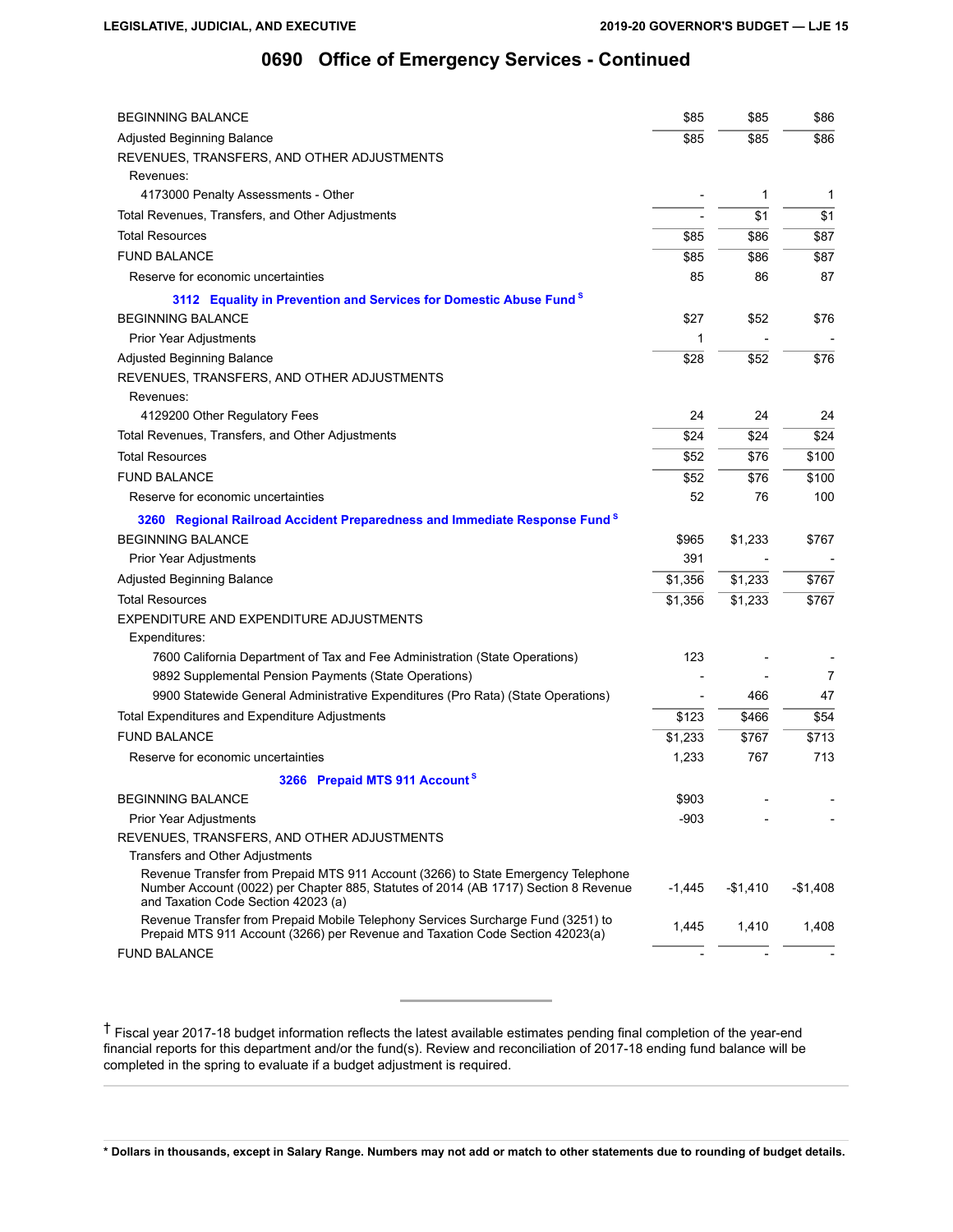# 0690 Office of Emergency Services - Continued

| | | | |
|---|---|---|---|
| BEGINNING BALANCE | $85 | $85 | $86 |
| Adjusted Beginning Balance | $85 | $85 | $86 |
| REVENUES, TRANSFERS, AND OTHER ADJUSTMENTS | | | |
| Revenues: | | | |
| 4173000 Penalty Assessments - Other | - | 1 | 1 |
| Total Revenues, Transfers, and Other Adjustments | - | $1 | $1 |
| Total Resources | $85 | $86 | $87 |
| FUND BALANCE | $85 | $86 | $87 |
| Reserve for economic uncertainties | 85 | 86 | 87 |

### 3112 Equality in Prevention and Services for Domestic Abuse Fund [S]

| | | | |
|---|---|---|---|
| BEGINNING BALANCE | $27 | $52 | $76 |
| Prior Year Adjustments | 1 | - | - |
| Adjusted Beginning Balance | $28 | $52 | $76 |
| REVENUES, TRANSFERS, AND OTHER ADJUSTMENTS | | | |
| Revenues: | | | |
| 4129200 Other Regulatory Fees | 24 | 24 | 24 |
| Total Revenues, Transfers, and Other Adjustments | $24 | $24 | $24 |
| Total Resources | $52 | $76 | $100 |
| FUND BALANCE | $52 | $76 | $100 |
| Reserve for economic uncertainties | 52 | 76 | 100 |

### 3260 Regional Railroad Accident Preparedness and Immediate Response Fund [S]

| | | | |
|---|---|---|---|
| BEGINNING BALANCE | $965 | $1,233 | $767 |
| Prior Year Adjustments | 391 | - | - |
| Adjusted Beginning Balance | $1,356 | $1,233 | $767 |
| Total Resources | $1,356 | $1,233 | $767 |
| EXPENDITURE AND EXPENDITURE ADJUSTMENTS | | | |
| Expenditures: | | | |
| 7600 California Department of Tax and Fee Administration (State Operations) | 123 | - | - |
| 9892 Supplemental Pension Payments (State Operations) | - | - | 7 |
| 9900 Statewide General Administrative Expenditures (Pro Rata) (State Operations) | - | 466 | 47 |
| Total Expenditures and Expenditure Adjustments | $123 | $466 | $54 |
| FUND BALANCE | $1,233 | $767 | $713 |
| Reserve for economic uncertainties | 1,233 | 767 | 713 |

### 3266 Prepaid MTS 911 Account [S]

| | | | |
|---|---|---|---|
| BEGINNING BALANCE | $903 | - | - |
| Prior Year Adjustments | -903 | - | - |
| REVENUES, TRANSFERS, AND OTHER ADJUSTMENTS | | | |
| Transfers and Other Adjustments | | | |
| Revenue Transfer from Prepaid MTS 911 Account (3266) to State Emergency Telephone Number Account (0022) per Chapter 885, Statutes of 2014 (AB 1717) Section 8 Revenue and Taxation Code Section 42023 (a) | -1,445 | -$1,410 | -$1,408 |
| Revenue Transfer from Prepaid Mobile Telephony Services Surcharge Fund (3251) to Prepaid MTS 911 Account (3266) per Revenue and Taxation Code Section 42023(a) | 1,445 | 1,410 | 1,408 |
| FUND BALANCE | - | - | - |

† Fiscal year 2017-18 budget information reflects the latest available estimates pending final completion of the year-end financial reports for this department and/or the fund(s). Review and reconciliation of 2017-18 ending fund balance will be completed in the spring to evaluate if a budget adjustment is required.

**\* Dollars in thousands, except in Salary Range. Numbers may not add or match to other statements due to rounding of budget details.**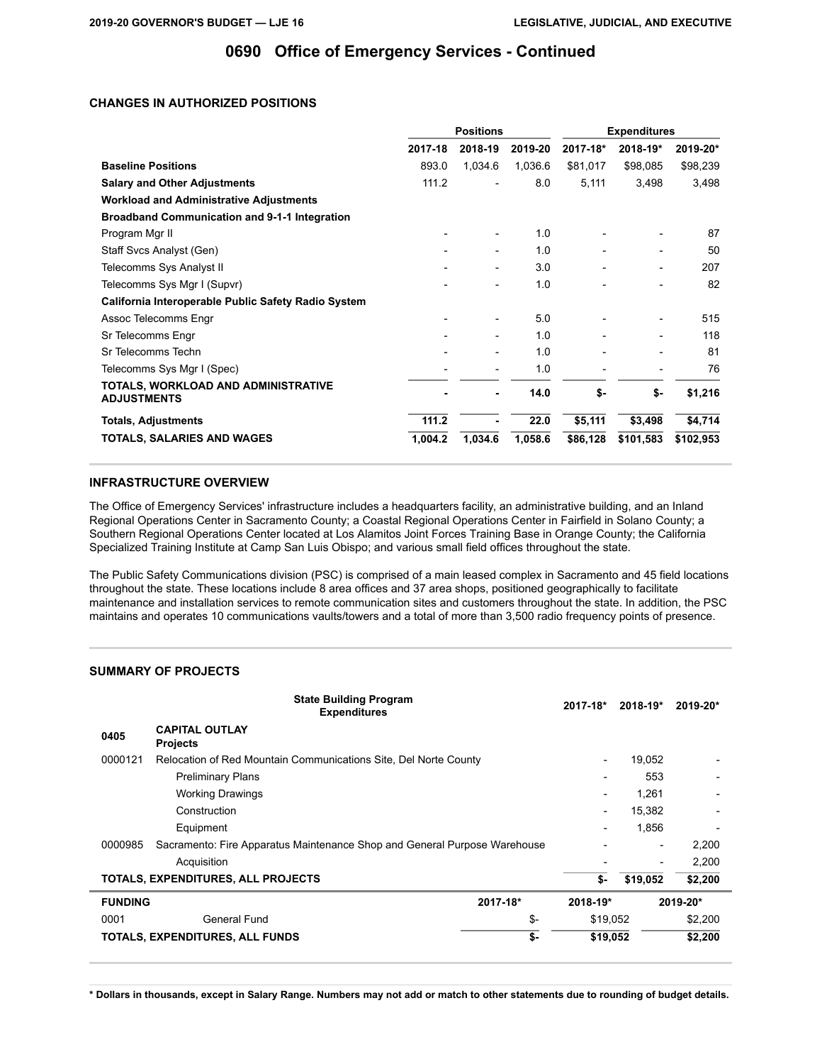# 0690 Office of Emergency Services - Continued

## CHANGES IN AUTHORIZED POSITIONS

| | Positions | | | Expenditures | | |
|---|---|---|---|---|---|---|
| | 2017-18 | 2018-19 | 2019-20 | 2017-18* | 2018-19* | 2019-20* |
| **Baseline Positions** | 893.0 | 1,034.6 | 1,036.6 | $81,017 | $98,085 | $98,239 |
| **Salary and Other Adjustments** | 111.2 | - | 8.0 | 5,111 | 3,498 | 3,498 |
| **Workload and Administrative Adjustments** | | | | | | |
| **Broadband Communication and 9-1-1 Integration** | | | | | | |
| Program Mgr II | - | - | 1.0 | - | - | 87 |
| Staff Svcs Analyst (Gen) | - | - | 1.0 | - | - | 50 |
| Telecomms Sys Analyst II | - | - | 3.0 | - | - | 207 |
| Telecomms Sys Mgr I (Supvr) | - | - | 1.0 | - | - | 82 |
| **California Interoperable Public Safety Radio System** | | | | | | |
| Assoc Telecomms Engr | - | - | 5.0 | - | - | 515 |
| Sr Telecomms Engr | - | - | 1.0 | - | - | 118 |
| Sr Telecomms Techn | - | - | 1.0 | - | - | 81 |
| Telecomms Sys Mgr I (Spec) | - | - | 1.0 | - | - | 76 |
| **TOTALS, WORKLOAD AND ADMINISTRATIVE ADJUSTMENTS** | **-** | **-** | **14.0** | **$-** | **$-** | **$1,216** |
| **Totals, Adjustments** | **111.2** | **-** | **22.0** | **$5,111** | **$3,498** | **$4,714** |
| **TOTALS, SALARIES AND WAGES** | **1,004.2** | **1,034.6** | **1,058.6** | **$86,128** | **$101,583** | **$102,953** |

## INFRASTRUCTURE OVERVIEW

The Office of Emergency Services' infrastructure includes a headquarters facility, an administrative building, and an Inland Regional Operations Center in Sacramento County; a Coastal Regional Operations Center in Fairfield in Solano County; a Southern Regional Operations Center located at Los Alamitos Joint Forces Training Base in Orange County; the California Specialized Training Institute at Camp San Luis Obispo; and various small field offices throughout the state.

The Public Safety Communications division (PSC) is comprised of a main leased complex in Sacramento and 45 field locations throughout the state. These locations include 8 area offices and 37 area shops, positioned geographically to facilitate maintenance and installation services to remote communication sites and customers throughout the state. In addition, the PSC maintains and operates 10 communications vaults/towers and a total of more than 3,500 radio frequency points of presence.

## SUMMARY OF PROJECTS

| | State Building Program Expenditures | 2017-18* | 2018-19* | 2019-20* |
|---|---|---|---|---|
| **0405** | **CAPITAL OUTLAY Projects** | | | |
| 0000121 | Relocation of Red Mountain Communications Site, Del Norte County | - | 19,052 | - |
| | Preliminary Plans | - | 553 | - |
| | Working Drawings | - | 1,261 | - |
| | Construction | - | 15,382 | - |
| | Equipment | - | 1,856 | - |
| 0000985 | Sacramento: Fire Apparatus Maintenance Shop and General Purpose Warehouse | - | - | 2,200 |
| | Acquisition | - | - | 2,200 |
| **TOTALS, EXPENDITURES, ALL PROJECTS** | | **$-** | **$19,052** | **$2,200** |

| FUNDING | | 2017-18* | 2018-19* | 2019-20* |
|---|---|---|---|---|
| 0001 | General Fund | $- | $19,052 | $2,200 |
| **TOTALS, EXPENDITURES, ALL FUNDS** | | **$-** | **$19,052** | **$2,200** |

**\* Dollars in thousands, except in Salary Range. Numbers may not add or match to other statements due to rounding of budget details.**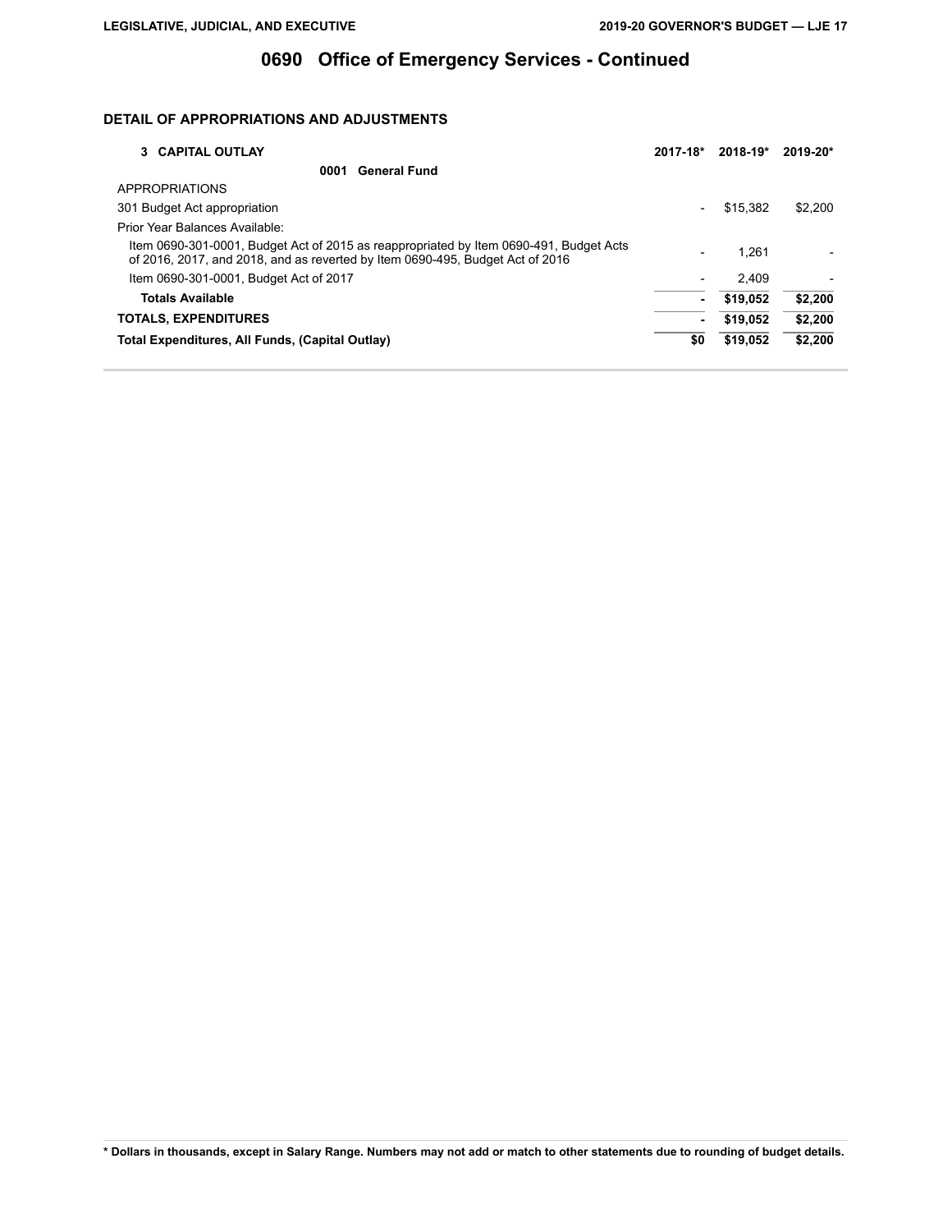# 0690 Office of Emergency Services - Continued

## DETAIL OF APPROPRIATIONS AND ADJUSTMENTS

| 3 CAPITAL OUTLAY | 2017-18* | 2018-19* | 2019-20* |
|---|---|---|---|
| **0001 General Fund** | | | |
| APPROPRIATIONS | | | |
| 301 Budget Act appropriation | - | $15,382 | $2,200 |
| Prior Year Balances Available: | | | |
| Item 0690-301-0001, Budget Act of 2015 as reappropriated by Item 0690-491, Budget Acts of 2016, 2017, and 2018, and as reverted by Item 0690-495, Budget Act of 2016 | - | 1,261 | - |
| Item 0690-301-0001, Budget Act of 2017 | - | 2,409 | - |
| **Totals Available** | **-** | **$19,052** | **$2,200** |
| **TOTALS, EXPENDITURES** | **-** | **$19,052** | **$2,200** |
| **Total Expenditures, All Funds, (Capital Outlay)** | **$0** | **$19,052** | **$2,200** |

**\* Dollars in thousands, except in Salary Range. Numbers may not add or match to other statements due to rounding of budget details.**